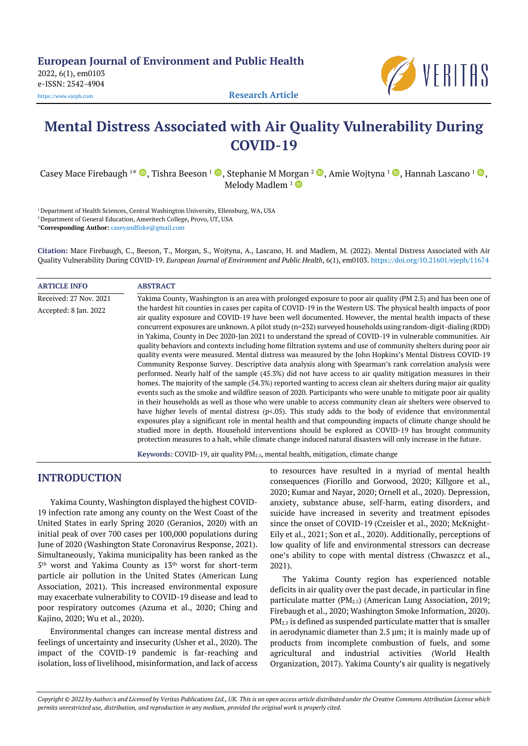# Mental Distress Associated with Air Quality Vulnerability During COVID-19

Casey Mace Firebaugh [1*], Tishra Beeson [1], Stephanie M Morgan [2], Amie Wojtyna [1], Hannah Lascano [1], Melody Madlem [1]

[1] Department of Health Sciences, Central Washington University, Ellensburg, WA, USA

[2] Department of General Education, Ameritech College, Provo, UT, USA

*Corresponding Author: caseyandfiske@gmail.com

**Citation:** Mace Firebaugh, C., Beeson, T., Morgan, S., Wojtyna, A., Lascano, H. and Madlem, M. (2022). Mental Distress Associated with Air Quality Vulnerability During COVID-19. *European Journal of Environment and Public Health*, 6(1), em0103. https://doi.org/10.21601/ejeph/11674

**ARTICLE INFO**

Received: 27 Nov. 2021

Accepted: 8 Jan. 2022

**ABSTRACT**

Yakima County, Washington is an area with prolonged exposure to poor air quality (PM 2.5) and has been one of the hardest hit counties in cases per capita of COVID-19 in the Western US. The physical health impacts of poor air quality exposure and COVID-19 have been well documented. However, the mental health impacts of these concurrent exposures are unknown. A pilot study (n=232) surveyed households using random-digit-dialing (RDD) in Yakima, County in Dec 2020-Jan 2021 to understand the spread of COVID-19 in vulnerable communities. Air quality behaviors and contexts including home filtration systems and use of community shelters during poor air quality events were measured. Mental distress was measured by the John Hopkins's Mental Distress COVID-19 Community Response Survey. Descriptive data analysis along with Spearman's rank correlation analysis were performed. Nearly half of the sample (45.3%) did not have access to air quality mitigation measures in their homes. The majority of the sample (54.3%) reported wanting to access clean air shelters during major air quality events such as the smoke and wildfire season of 2020. Participants who were unable to mitigate poor air quality in their households as well as those who were unable to access community clean air shelters were observed to have higher levels of mental distress ($p<.05$). This study adds to the body of evidence that environmental exposures play a significant role in mental health and that compounding impacts of climate change should be studied more in depth. Household interventions should be explored as COVID-19 has brought community protection measures to a halt, while climate change induced natural disasters will only increase in the future.

**Keywords:** COVID-19, air quality $PM_{2.5}$, mental health, mitigation, climate change

## INTRODUCTION

Yakima County, Washington displayed the highest COVID-19 infection rate among any county on the West Coast of the United States in early Spring 2020 (Geranios, 2020) with an initial peak of over 700 cases per 100,000 populations during June of 2020 (Washington State Coronavirus Response, 2021). Simultaneously, Yakima municipality has been ranked as the 5th worst and Yakima County as 13th worst for short-term particle air pollution in the United States (American Lung Association, 2021). This increased environmental exposure may exacerbate vulnerability to COVID-19 disease and lead to poor respiratory outcomes (Azuma et al., 2020; Ching and Kajino, 2020; Wu et al., 2020).

Environmental changes can increase mental distress and feelings of uncertainty and insecurity (Usher et al., 2020). The impact of the COVID-19 pandemic is far-reaching and isolation, loss of livelihood, misinformation, and lack of access to resources have resulted in a myriad of mental health consequences (Fiorillo and Gorwood, 2020; Killgore et al., 2020; Kumar and Nayar, 2020; Ornell et al., 2020). Depression, anxiety, substance abuse, self-harm, eating disorders, and suicide have increased in severity and treatment episodes since the onset of COVID-19 (Czeisler et al., 2020; McKnight-Eily et al., 2021; Son et al., 2020). Additionally, perceptions of low quality of life and environmental stressors can decrease one's ability to cope with mental distress (Chwaszcz et al., 2021).

The Yakima County region has experienced notable deficits in air quality over the past decade, in particular in fine particulate matter ($PM_{2.5}$) (American Lung Association, 2019; Firebaugh et al., 2020; Washington Smoke Information, 2020). $PM_{2.5}$ is defined as suspended particulate matter that is smaller in aerodynamic diameter than 2.5 µm; it is mainly made up of products from incomplete combustion of fuels, and some agricultural and industrial activities (World Health Organization, 2017). Yakima County's air quality is negatively

*Copyright © 2022 by Author/s and Licensed by Veritas Publications Ltd., UK. This is an open access article distributed under the Creative Commons Attribution License which permits unrestricted use, distribution, and reproduction in any medium, provided the original work is properly cited.*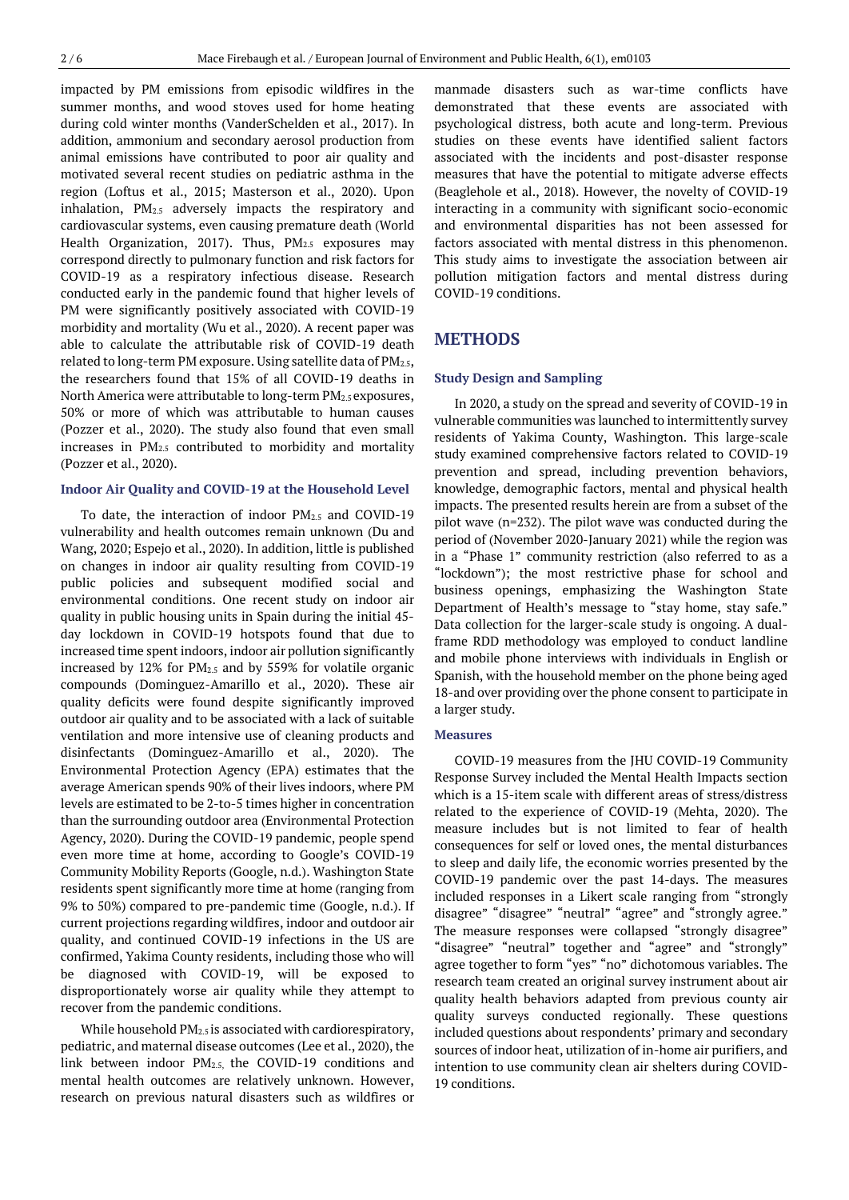impacted by PM emissions from episodic wildfires in the summer months, and wood stoves used for home heating during cold winter months (VanderSchelden et al., 2017). In addition, ammonium and secondary aerosol production from animal emissions have contributed to poor air quality and motivated several recent studies on pediatric asthma in the region (Loftus et al., 2015; Masterson et al., 2020). Upon inhalation, $PM_{2.5}$ adversely impacts the respiratory and cardiovascular systems, even causing premature death (World Health Organization, 2017). Thus, $PM_{2.5}$ exposures may correspond directly to pulmonary function and risk factors for COVID-19 as a respiratory infectious disease. Research conducted early in the pandemic found that higher levels of PM were significantly positively associated with COVID-19 morbidity and mortality (Wu et al., 2020). A recent paper was able to calculate the attributable risk of COVID-19 death related to long-term PM exposure. Using satellite data of $PM_{2.5}$, the researchers found that 15% of all COVID-19 deaths in North America were attributable to long-term $PM_{2.5}$ exposures, 50% or more of which was attributable to human causes (Pozzer et al., 2020). The study also found that even small increases in $PM_{2.5}$ contributed to morbidity and mortality (Pozzer et al., 2020).

### Indoor Air Quality and COVID-19 at the Household Level

To date, the interaction of indoor $PM_{2.5}$ and COVID-19 vulnerability and health outcomes remain unknown (Du and Wang, 2020; Espejo et al., 2020). In addition, little is published on changes in indoor air quality resulting from COVID-19 public policies and subsequent modified social and environmental conditions. One recent study on indoor air quality in public housing units in Spain during the initial 45-day lockdown in COVID-19 hotspots found that due to increased time spent indoors, indoor air pollution significantly increased by 12% for $PM_{2.5}$ and by 559% for volatile organic compounds (Dominguez-Amarillo et al., 2020). These air quality deficits were found despite significantly improved outdoor air quality and to be associated with a lack of suitable ventilation and more intensive use of cleaning products and disinfectants (Dominguez-Amarillo et al., 2020). The Environmental Protection Agency (EPA) estimates that the average American spends 90% of their lives indoors, where PM levels are estimated to be 2-to-5 times higher in concentration than the surrounding outdoor area (Environmental Protection Agency, 2020). During the COVID-19 pandemic, people spend even more time at home, according to Google's COVID-19 Community Mobility Reports (Google, n.d.). Washington State residents spent significantly more time at home (ranging from 9% to 50%) compared to pre-pandemic time (Google, n.d.). If current projections regarding wildfires, indoor and outdoor air quality, and continued COVID-19 infections in the US are confirmed, Yakima County residents, including those who will be diagnosed with COVID-19, will be exposed to disproportionately worse air quality while they attempt to recover from the pandemic conditions.

While household $PM_{2.5}$ is associated with cardiorespiratory, pediatric, and maternal disease outcomes (Lee et al., 2020), the link between indoor $PM_{2.5}$, the COVID-19 conditions and mental health outcomes are relatively unknown. However, research on previous natural disasters such as wildfires or manmade disasters such as war-time conflicts have demonstrated that these events are associated with psychological distress, both acute and long-term. Previous studies on these events have identified salient factors associated with the incidents and post-disaster response measures that have the potential to mitigate adverse effects (Beaglehole et al., 2018). However, the novelty of COVID-19 interacting in a community with significant socio-economic and environmental disparities has not been assessed for factors associated with mental distress in this phenomenon. This study aims to investigate the association between air pollution mitigation factors and mental distress during COVID-19 conditions.

## METHODS

### Study Design and Sampling

In 2020, a study on the spread and severity of COVID-19 in vulnerable communities was launched to intermittently survey residents of Yakima County, Washington. This large-scale study examined comprehensive factors related to COVID-19 prevention and spread, including prevention behaviors, knowledge, demographic factors, mental and physical health impacts. The presented results herein are from a subset of the pilot wave (n=232). The pilot wave was conducted during the period of (November 2020-January 2021) while the region was in a "Phase 1" community restriction (also referred to as a "lockdown"); the most restrictive phase for school and business openings, emphasizing the Washington State Department of Health's message to "stay home, stay safe." Data collection for the larger-scale study is ongoing. A dual-frame RDD methodology was employed to conduct landline and mobile phone interviews with individuals in English or Spanish, with the household member on the phone being aged 18-and over providing over the phone consent to participate in a larger study.

### Measures

COVID-19 measures from the JHU COVID-19 Community Response Survey included the Mental Health Impacts section which is a 15-item scale with different areas of stress/distress related to the experience of COVID-19 (Mehta, 2020). The measure includes but is not limited to fear of health consequences for self or loved ones, the mental disturbances to sleep and daily life, the economic worries presented by the COVID-19 pandemic over the past 14-days. The measures included responses in a Likert scale ranging from "strongly disagree" "disagree" "neutral" "agree" and "strongly agree." The measure responses were collapsed "strongly disagree" "disagree" "neutral" together and "agree" and "strongly" agree together to form "yes" "no" dichotomous variables. The research team created an original survey instrument about air quality health behaviors adapted from previous county air quality surveys conducted regionally. These questions included questions about respondents' primary and secondary sources of indoor heat, utilization of in-home air purifiers, and intention to use community clean air shelters during COVID-19 conditions.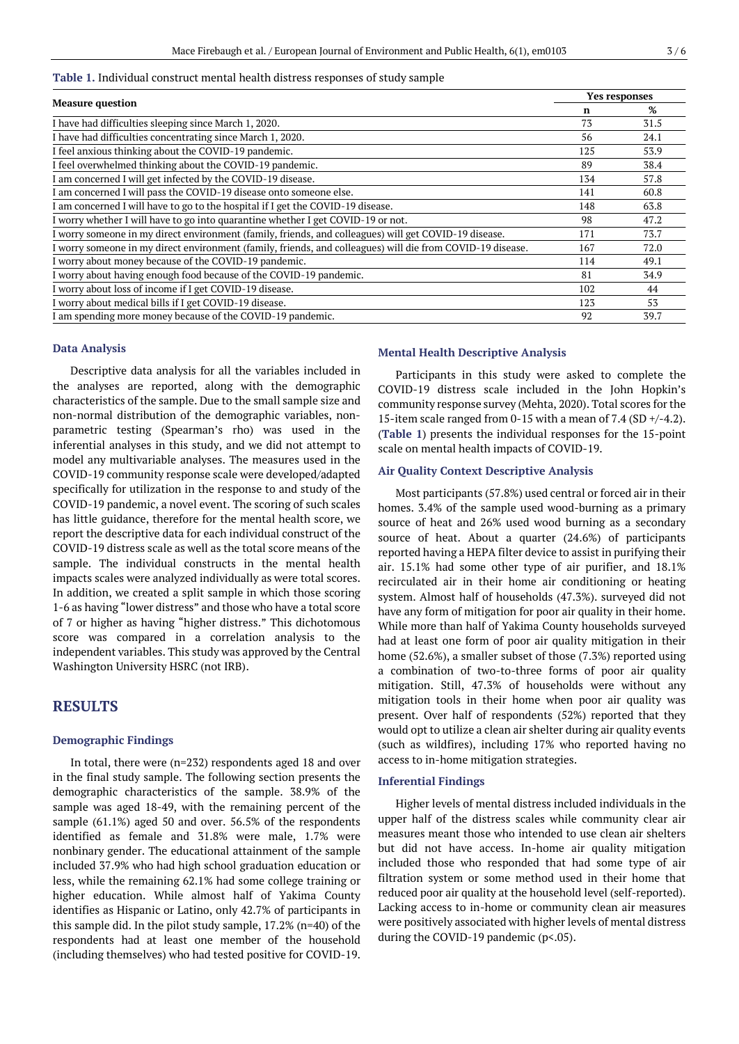**Table 1.** Individual construct mental health distress responses of study sample

| Measure question | Yes responses | |
|---|---|---|
| | n | % |
| I have had difficulties sleeping since March 1, 2020. | 73 | 31.5 |
| I have had difficulties concentrating since March 1, 2020. | 56 | 24.1 |
| I feel anxious thinking about the COVID-19 pandemic. | 125 | 53.9 |
| I feel overwhelmed thinking about the COVID-19 pandemic. | 89 | 38.4 |
| I am concerned I will get infected by the COVID-19 disease. | 134 | 57.8 |
| I am concerned I will pass the COVID-19 disease onto someone else. | 141 | 60.8 |
| I am concerned I will have to go to the hospital if I get the COVID-19 disease. | 148 | 63.8 |
| I worry whether I will have to go into quarantine whether I get COVID-19 or not. | 98 | 47.2 |
| I worry someone in my direct environment (family, friends, and colleagues) will get COVID-19 disease. | 171 | 73.7 |
| I worry someone in my direct environment (family, friends, and colleagues) will die from COVID-19 disease. | 167 | 72.0 |
| I worry about money because of the COVID-19 pandemic. | 114 | 49.1 |
| I worry about having enough food because of the COVID-19 pandemic. | 81 | 34.9 |
| I worry about loss of income if I get COVID-19 disease. | 102 | 44 |
| I worry about medical bills if I get COVID-19 disease. | 123 | 53 |
| I am spending more money because of the COVID-19 pandemic. | 92 | 39.7 |

### Data Analysis

Descriptive data analysis for all the variables included in the analyses are reported, along with the demographic characteristics of the sample. Due to the small sample size and non-normal distribution of the demographic variables, non-parametric testing (Spearman's rho) was used in the inferential analyses in this study, and we did not attempt to model any multivariable analyses. The measures used in the COVID-19 community response scale were developed/adapted specifically for utilization in the response to and study of the COVID-19 pandemic, a novel event. The scoring of such scales has little guidance, therefore for the mental health score, we report the descriptive data for each individual construct of the COVID-19 distress scale as well as the total score means of the sample. The individual constructs in the mental health impacts scales were analyzed individually as were total scores. In addition, we created a split sample in which those scoring 1-6 as having "lower distress" and those who have a total score of 7 or higher as having "higher distress." This dichotomous score was compared in a correlation analysis to the independent variables. This study was approved by the Central Washington University HSRC (not IRB).

## RESULTS

### Demographic Findings

In total, there were (n=232) respondents aged 18 and over in the final study sample. The following section presents the demographic characteristics of the sample. 38.9% of the sample was aged 18-49, with the remaining percent of the sample (61.1%) aged 50 and over. 56.5% of the respondents identified as female and 31.8% were male, 1.7% were nonbinary gender. The educational attainment of the sample included 37.9% who had high school graduation education or less, while the remaining 62.1% had some college training or higher education. While almost half of Yakima County identifies as Hispanic or Latino, only 42.7% of participants in this sample did. In the pilot study sample, 17.2% (n=40) of the respondents had at least one member of the household (including themselves) who had tested positive for COVID-19.

### Mental Health Descriptive Analysis

Participants in this study were asked to complete the COVID-19 distress scale included in the John Hopkin's community response survey (Mehta, 2020). Total scores for the 15-item scale ranged from 0-15 with a mean of 7.4 (SD +/-4.2). (**Table 1**) presents the individual responses for the 15-point scale on mental health impacts of COVID-19.

### Air Quality Context Descriptive Analysis

Most participants (57.8%) used central or forced air in their homes. 3.4% of the sample used wood-burning as a primary source of heat and 26% used wood burning as a secondary source of heat. About a quarter (24.6%) of participants reported having a HEPA filter device to assist in purifying their air. 15.1% had some other type of air purifier, and 18.1% recirculated air in their home air conditioning or heating system. Almost half of households (47.3%). surveyed did not have any form of mitigation for poor air quality in their home. While more than half of Yakima County households surveyed had at least one form of poor air quality mitigation in their home (52.6%), a smaller subset of those (7.3%) reported using a combination of two-to-three forms of poor air quality mitigation. Still, 47.3% of households were without any mitigation tools in their home when poor air quality was present. Over half of respondents (52%) reported that they would opt to utilize a clean air shelter during air quality events (such as wildfires), including 17% who reported having no access to in-home mitigation strategies.

### Inferential Findings

Higher levels of mental distress included individuals in the upper half of the distress scales while community clear air measures meant those who intended to use clean air shelters but did not have access. In-home air quality mitigation included those who responded that had some type of air filtration system or some method used in their home that reduced poor air quality at the household level (self-reported). Lacking access to in-home or community clean air measures were positively associated with higher levels of mental distress during the COVID-19 pandemic ($p<.05$).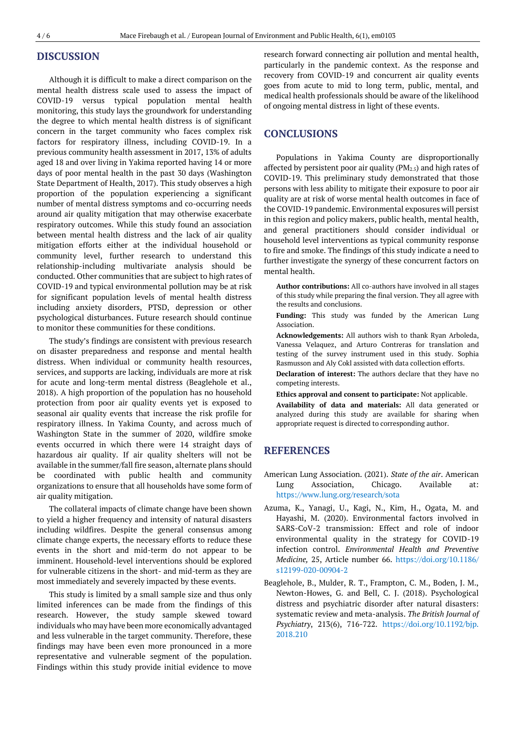## DISCUSSION

Although it is difficult to make a direct comparison on the mental health distress scale used to assess the impact of COVID-19 versus typical population mental health monitoring, this study lays the groundwork for understanding the degree to which mental health distress is of significant concern in the target community who faces complex risk factors for respiratory illness, including COVID-19. In a previous community health assessment in 2017, 13% of adults aged 18 and over living in Yakima reported having 14 or more days of poor mental health in the past 30 days (Washington State Department of Health, 2017). This study observes a high proportion of the population experiencing a significant number of mental distress symptoms and co-occurring needs around air quality mitigation that may otherwise exacerbate respiratory outcomes. While this study found an association between mental health distress and the lack of air quality mitigation efforts either at the individual household or community level, further research to understand this relationship-including multivariate analysis should be conducted. Other communities that are subject to high rates of COVID-19 and typical environmental pollution may be at risk for significant population levels of mental health distress including anxiety disorders, PTSD, depression or other psychological disturbances. Future research should continue to monitor these communities for these conditions.

The study's findings are consistent with previous research on disaster preparedness and response and mental health distress. When individual or community health resources, services, and supports are lacking, individuals are more at risk for acute and long-term mental distress (Beaglehole et al., 2018). A high proportion of the population has no household protection from poor air quality events yet is exposed to seasonal air quality events that increase the risk profile for respiratory illness. In Yakima County, and across much of Washington State in the summer of 2020, wildfire smoke events occurred in which there were 14 straight days of hazardous air quality. If air quality shelters will not be available in the summer/fall fire season, alternate plans should be coordinated with public health and community organizations to ensure that all households have some form of air quality mitigation.

The collateral impacts of climate change have been shown to yield a higher frequency and intensity of natural disasters including wildfires. Despite the general consensus among climate change experts, the necessary efforts to reduce these events in the short and mid-term do not appear to be imminent. Household-level interventions should be explored for vulnerable citizens in the short- and mid-term as they are most immediately and severely impacted by these events.

This study is limited by a small sample size and thus only limited inferences can be made from the findings of this research. However, the study sample skewed toward individuals who may have been more economically advantaged and less vulnerable in the target community. Therefore, these findings may have been even more pronounced in a more representative and vulnerable segment of the population. Findings within this study provide initial evidence to move research forward connecting air pollution and mental health, particularly in the pandemic context. As the response and recovery from COVID-19 and concurrent air quality events goes from acute to mid to long term, public, mental, and medical health professionals should be aware of the likelihood of ongoing mental distress in light of these events.

## CONCLUSIONS

Populations in Yakima County are disproportionally affected by persistent poor air quality ($PM_{2.5}$) and high rates of COVID-19. This preliminary study demonstrated that those persons with less ability to mitigate their exposure to poor air quality are at risk of worse mental health outcomes in face of the COVID-19 pandemic. Environmental exposures will persist in this region and policy makers, public health, mental health, and general practitioners should consider individual or household level interventions as typical community response to fire and smoke. The findings of this study indicate a need to further investigate the synergy of these concurrent factors on mental health.

**Author contributions:** All co-authors have involved in all stages of this study while preparing the final version. They all agree with the results and conclusions.

**Funding:** This study was funded by the American Lung Association.

**Acknowledgements:** All authors wish to thank Ryan Arboleda, Vanessa Velaquez, and Arturo Contreras for translation and testing of the survey instrument used in this study. Sophia Rasmusson and Aly Cokl assisted with data collection efforts.

**Declaration of interest:** The authors declare that they have no competing interests.

**Ethics approval and consent to participate:** Not applicable.

**Availability of data and materials:** All data generated or analyzed during this study are available for sharing when appropriate request is directed to corresponding author.

## REFERENCES

American Lung Association. (2021). *State of the air*. American Lung Association, Chicago. Available at: https://www.lung.org/research/sota

Azuma, K., Yanagi, U., Kagi, N., Kim, H., Ogata, M. and Hayashi, M. (2020). Environmental factors involved in SARS-CoV-2 transmission: Effect and role of indoor environmental quality in the strategy for COVID-19 infection control. *Environmental Health and Preventive Medicine,* 25, Article number 66. https://doi.org/10.1186/s12199-020-00904-2

Beaglehole, B., Mulder, R. T., Frampton, C. M., Boden, J. M., Newton-Howes, G. and Bell, C. J. (2018). Psychological distress and psychiatric disorder after natural disasters: systematic review and meta-analysis. *The British Journal of Psychiatry,* 213(6), 716-722. https://doi.org/10.1192/bjp.2018.210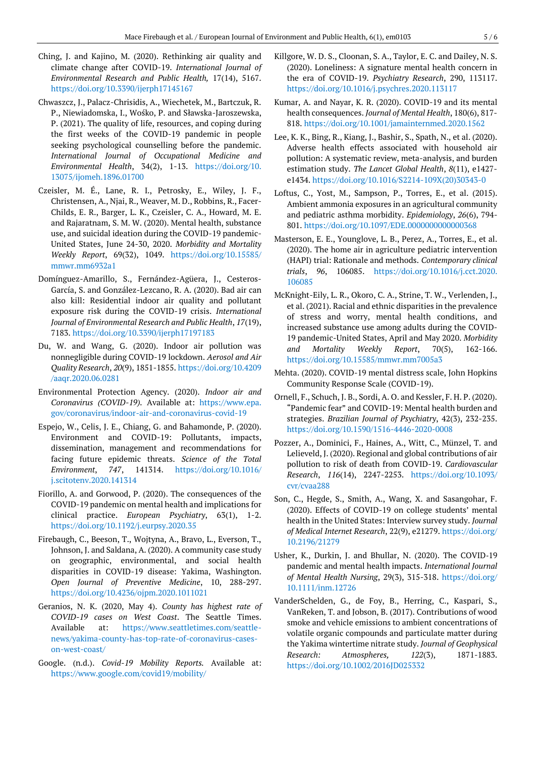Ching, J. and Kajino, M. (2020). Rethinking air quality and climate change after COVID-19. *International Journal of Environmental Research and Public Health,* 17(14), 5167. https://doi.org/10.3390/ijerph17145167

Chwaszcz, J., Palacz-Chrisidis, A., Wiechetek, M., Bartczuk, R. P., Niewiadomska, I., Wośko, P. and Sławska-Jaroszewska, P. (2021). The quality of life, resources, and coping during the first weeks of the COVID-19 pandemic in people seeking psychological counselling before the pandemic. *International Journal of Occupational Medicine and Environmental Health*, 34(2), 1-13. https://doi.org/10.13075/ijomeh.1896.01700

Czeisler, M. É., Lane, R. I., Petrosky, E., Wiley, J. F., Christensen, A., Njai, R., Weaver, M. D., Robbins, R., Facer-Childs, E. R., Barger, L. K., Czeisler, C. A., Howard, M. E. and Rajaratnam, S. M. W. (2020). Mental health, substance use, and suicidal ideation during the COVID-19 pandemic-United States, June 24-30, 2020. *Morbidity and Mortality Weekly Report*, 69(32), 1049. https://doi.org/10.15585/mmwr.mm6932a1

Domínguez-Amarillo, S., Fernández-Agüera, J., Cesteros-García, S. and González-Lezcano, R. A. (2020). Bad air can also kill: Residential indoor air quality and pollutant exposure risk during the COVID-19 crisis. *International Journal of Environmental Research and Public Health*, *17*(19), 7183. https://doi.org/10.3390/ijerph17197183

Du, W. and Wang, G. (2020). Indoor air pollution was nonnegligible during COVID-19 lockdown. *Aerosol and Air Quality Research*, *20*(9), 1851-1855. https://doi.org/10.4209/aaqr.2020.06.0281

Environmental Protection Agency. (2020). *Indoor air and Coronavirus (COVID-19).* Available at: https://www.epa.gov/coronavirus/indoor-air-and-coronavirus-covid-19

Espejo, W., Celis, J. E., Chiang, G. and Bahamonde, P. (2020). Environment and COVID-19: Pollutants, impacts, dissemination, management and recommendations for facing future epidemic threats. *Science of the Total Environment*, *747*, 141314. https://doi.org/10.1016/j.scitotenv.2020.141314

Fiorillo, A. and Gorwood, P. (2020). The consequences of the COVID-19 pandemic on mental health and implications for clinical practice. *European Psychiatry*, 63(1), 1-2. https://doi.org/10.1192/j.eurpsy.2020.35

Firebaugh, C., Beeson, T., Wojtyna, A., Bravo, L., Everson, T., Johnson, J. and Saldana, A. (2020). A community case study on geographic, environmental, and social health disparities in COVID-19 disease: Yakima, Washington. *Open Journal of Preventive Medicine*, 10, 288-297. https://doi.org/10.4236/ojpm.2020.1011021

Geranios, N. K. (2020, May 4). *County has highest rate of COVID-19 cases on West Coast*. The Seattle Times. Available at: https://www.seattletimes.com/seattle-news/yakima-county-has-top-rate-of-coronavirus-cases-on-west-coast/

Google. (n.d.). *Covid-19 Mobility Reports.* Available at: https://www.google.com/covid19/mobility/

Killgore, W. D. S., Cloonan, S. A., Taylor, E. C. and Dailey, N. S. (2020). Loneliness: A signature mental health concern in the era of COVID-19. *Psychiatry Research*, 290, 113117. https://doi.org/10.1016/j.psychres.2020.113117

Kumar, A. and Nayar, K. R. (2020). COVID-19 and its mental health consequences. *Journal of Mental Health*, 180(6), 817-818. https://doi.org/10.1001/jamainternmed.2020.1562

Lee, K. K., Bing, R., Kiang, J., Bashir, S., Spath, N., et al. (2020). Adverse health effects associated with household air pollution: A systematic review, meta-analysis, and burden estimation study. *The Lancet Global Health*, *8*(11), e1427-e1434. https://doi.org/10.1016/S2214-109X(20)30343-0

Loftus, C., Yost, M., Sampson, P., Torres, E., et al. (2015). Ambient ammonia exposures in an agricultural community and pediatric asthma morbidity. *Epidemiology*, *26*(6), 794-801. https://doi.org/10.1097/EDE.0000000000000368

Masterson, E. E., Younglove, L. B., Perez, A., Torres, E., et al. (2020). The home air in agriculture pediatric intervention (HAPI) trial: Rationale and methods. *Contemporary clinical trials*, *96*, 106085. https://doi.org/10.1016/j.cct.2020.106085

McKnight-Eily, L. R., Okoro, C. A., Strine, T. W., Verlenden, J., et al. (2021). Racial and ethnic disparities in the prevalence of stress and worry, mental health conditions, and increased substance use among adults during the COVID-19 pandemic-United States, April and May 2020. *Morbidity and Mortality Weekly Report*, 70(5), 162-166. https://doi.org/10.15585/mmwr.mm7005a3

Mehta. (2020). COVID-19 mental distress scale, John Hopkins Community Response Scale (COVID-19).

Ornell, F., Schuch, J. B., Sordi, A. O. and Kessler, F. H. P. (2020). "Pandemic fear" and COVID-19: Mental health burden and strategies. *Brazilian Journal of Psychiatry*, 42(3), 232-235. https://doi.org/10.1590/1516-4446-2020-0008

Pozzer, A., Dominici, F., Haines, A., Witt, C., Münzel, T. and Lelieveld, J. (2020). Regional and global contributions of air pollution to risk of death from COVID-19. *Cardiovascular Research*, *116*(14), 2247-2253. https://doi.org/10.1093/cvr/cvaa288

Son, C., Hegde, S., Smith, A., Wang, X. and Sasangohar, F. (2020). Effects of COVID-19 on college students' mental health in the United States: Interview survey study. *Journal of Medical Internet Research*, 22(9), e21279. https://doi.org/10.2196/21279

Usher, K., Durkin, J. and Bhullar, N. (2020). The COVID-19 pandemic and mental health impacts. *International Journal of Mental Health Nursing*, 29(3), 315-318. https://doi.org/10.1111/inm.12726

VanderSchelden, G., de Foy, B., Herring, C., Kaspari, S., VanReken, T. and Jobson, B. (2017). Contributions of wood smoke and vehicle emissions to ambient concentrations of volatile organic compounds and particulate matter during the Yakima wintertime nitrate study. *Journal of Geophysical Research: Atmospheres, 122*(3), 1871-1883. https://doi.org/10.1002/2016JD025332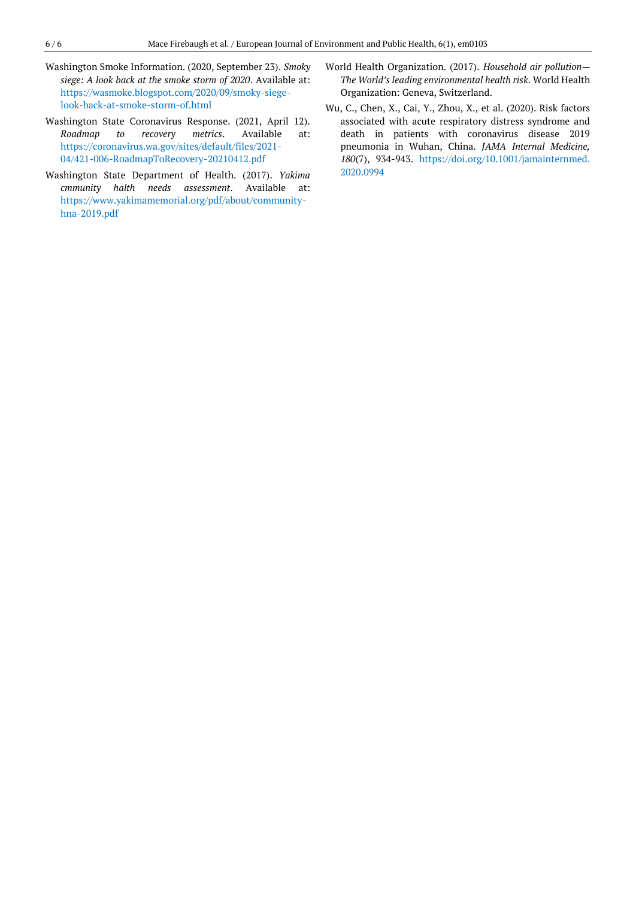Washington Smoke Information. (2020, September 23). *Smoky siege: A look back at the smoke storm of 2020*. Available at: https://wasmoke.blogspot.com/2020/09/smoky-siege-look-back-at-smoke-storm-of.html

Washington State Coronavirus Response. (2021, April 12). *Roadmap to recovery metrics*. Available at: https://coronavirus.wa.gov/sites/default/files/2021-04/421-006-RoadmapToRecovery-20210412.pdf

Washington State Department of Health. (2017). *Yakima cmmunity halth needs assessment*. Available at: https://www.yakimamemorial.org/pdf/about/community-hna-2019.pdf

World Health Organization. (2017). *Household air pollution—The World's leading environmental health risk*. World Health Organization: Geneva, Switzerland.

Wu, C., Chen, X., Cai, Y., Zhou, X., et al. (2020). Risk factors associated with acute respiratory distress syndrome and death in patients with coronavirus disease 2019 pneumonia in Wuhan, China. *JAMA Internal Medicine, 180*(7), 934-943. https://doi.org/10.1001/jamainternmed.2020.0994